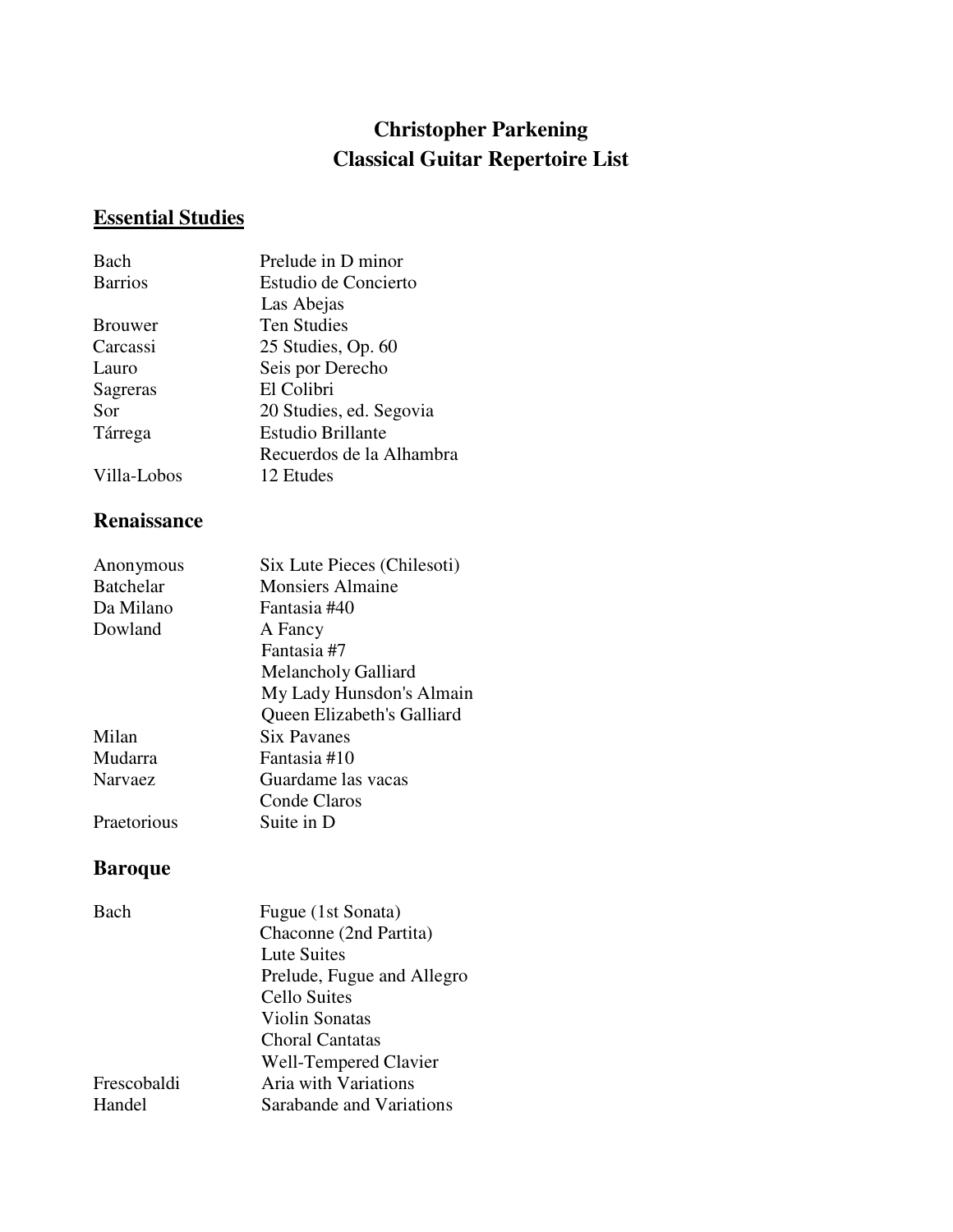# Christopher Parkening
# Classical Guitar Repertoire List

## Essential Studies

| | |
|---|---|
| Bach | Prelude in D minor |
| Barrios | Estudio de Concierto |
| | Las Abejas |
| Brouwer | Ten Studies |
| Carcassi | 25 Studies, Op. 60 |
| Lauro | Seis por Derecho |
| Sagreras | El Colibri |
| Sor | 20 Studies, ed. Segovia |
| Tárrega | Estudio Brillante |
| | Recuerdos de la Alhambra |
| Villa-Lobos | 12 Etudes |

## Renaissance

| | |
|---|---|
| Anonymous | Six Lute Pieces (Chilesoti) |
| Batchelar | Monsiers Almaine |
| Da Milano | Fantasia #40 |
| Dowland | A Fancy |
| | Fantasia #7 |
| | Melancholy Galliard |
| | My Lady Hunsdon's Almain |
| | Queen Elizabeth's Galliard |
| Milan | Six Pavanes |
| Mudarra | Fantasia #10 |
| Narvaez | Guardame las vacas |
| | Conde Claros |
| Praetorious | Suite in D |

## Baroque

| | |
|---|---|
| Bach | Fugue (1st Sonata) |
| | Chaconne (2nd Partita) |
| | Lute Suites |
| | Prelude, Fugue and Allegro |
| | Cello Suites |
| | Violin Sonatas |
| | Choral Cantatas |
| | Well-Tempered Clavier |
| Frescobaldi | Aria with Variations |
| Handel | Sarabande and Variations |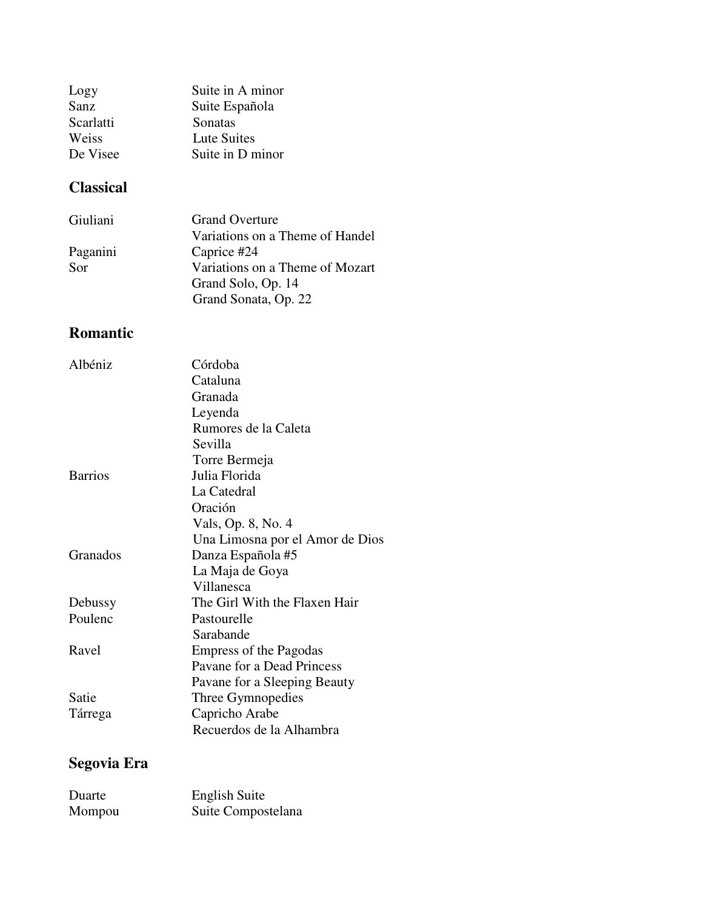| | |
|---|---|
| Logy | Suite in A minor |
| Sanz | Suite Española |
| Scarlatti | Sonatas |
| Weiss | Lute Suites |
| De Visee | Suite in D minor |

## Classical

| | |
|---|---|
| Giuliani | Grand Overture |
| | Variations on a Theme of Handel |
| Paganini | Caprice #24 |
| Sor | Variations on a Theme of Mozart |
| | Grand Solo, Op. 14 |
| | Grand Sonata, Op. 22 |

## Romantic

| | |
|---|---|
| Albéniz | Córdoba |
| | Cataluna |
| | Granada |
| | Leyenda |
| | Rumores de la Caleta |
| | Sevilla |
| | Torre Bermeja |
| Barrios | Julia Florida |
| | La Catedral |
| | Oración |
| | Vals, Op. 8, No. 4 |
| | Una Limosna por el Amor de Dios |
| Granados | Danza Española #5 |
| | La Maja de Goya |
| | Villanesca |
| Debussy | The Girl With the Flaxen Hair |
| Poulenc | Pastourelle |
| | Sarabande |
| Ravel | Empress of the Pagodas |
| | Pavane for a Dead Princess |
| | Pavane for a Sleeping Beauty |
| Satie | Three Gymnopedies |
| Tárrega | Capricho Arabe |
| | Recuerdos de la Alhambra |

## Segovia Era

| | |
|---|---|
| Duarte | English Suite |
| Mompou | Suite Compostelana |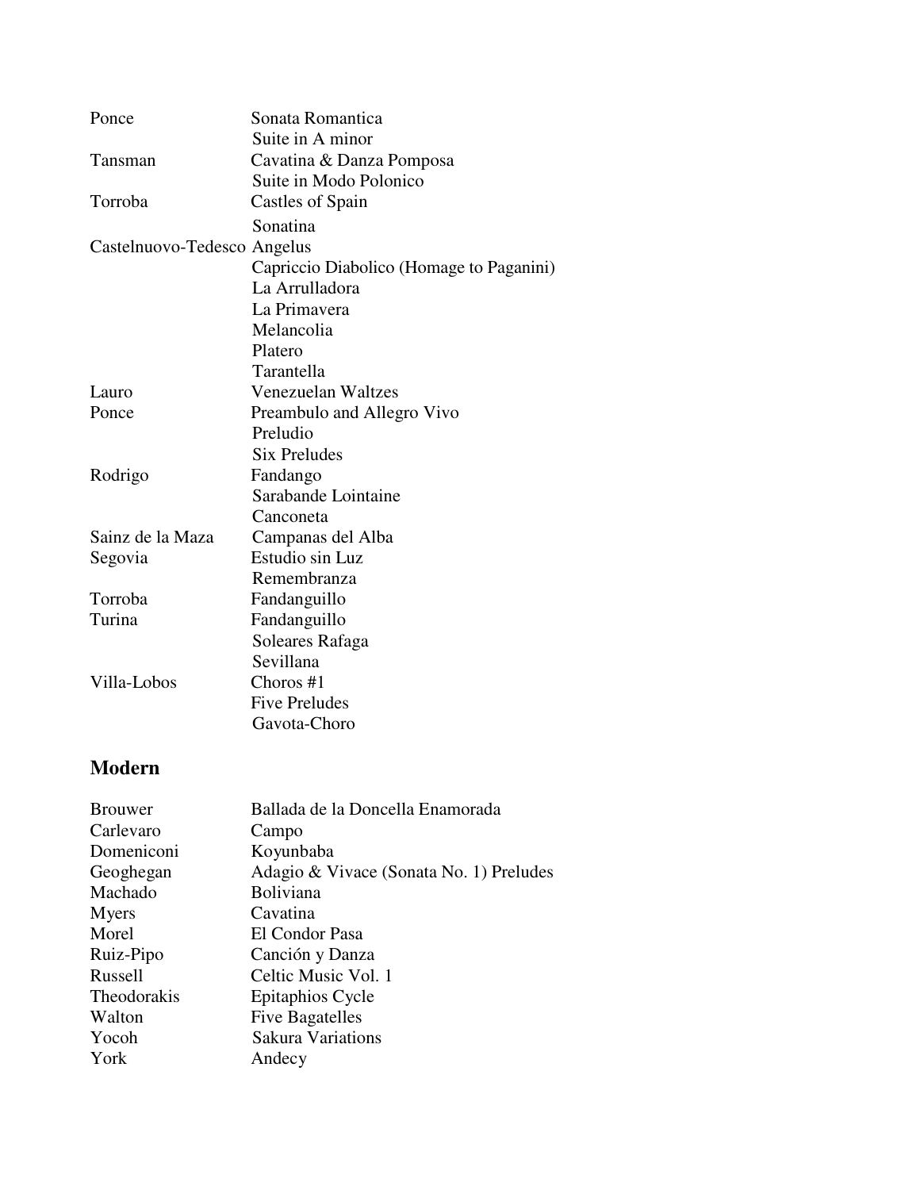| | |
|---|---|
| Ponce | Sonata Romantica |
| | Suite in A minor |
| Tansman | Cavatina & Danza Pomposa |
| | Suite in Modo Polonico |
| Torroba | Castles of Spain |
| | Sonatina |
| Castelnuovo-Tedesco | Angelus |
| | Capriccio Diabolico (Homage to Paganini) |
| | La Arrulladora |
| | La Primavera |
| | Melancolia |
| | Platero |
| | Tarantella |
| Lauro | Venezuelan Waltzes |
| Ponce | Preambulo and Allegro Vivo |
| | Preludio |
| | Six Preludes |
| Rodrigo | Fandango |
| | Sarabande Lointaine |
| | Canconeta |
| Sainz de la Maza | Campanas del Alba |
| Segovia | Estudio sin Luz |
| | Remembranza |
| Torroba | Fandanguillo |
| Turina | Fandanguillo |
| | Soleares Rafaga |
| | Sevillana |
| Villa-Lobos | Choros #1 |
| | Five Preludes |
| | Gavota-Choro |

## Modern

| | |
|---|---|
| Brouwer | Ballada de la Doncella Enamorada |
| Carlevaro | Campo |
| Domeniconi | Koyunbaba |
| Geoghegan | Adagio & Vivace (Sonata No. 1) Preludes |
| Machado | Boliviana |
| Myers | Cavatina |
| Morel | El Condor Pasa |
| Ruiz-Pipo | Canción y Danza |
| Russell | Celtic Music Vol. 1 |
| Theodorakis | Epitaphios Cycle |
| Walton | Five Bagatelles |
| Yocoh | Sakura Variations |
| York | Andecy |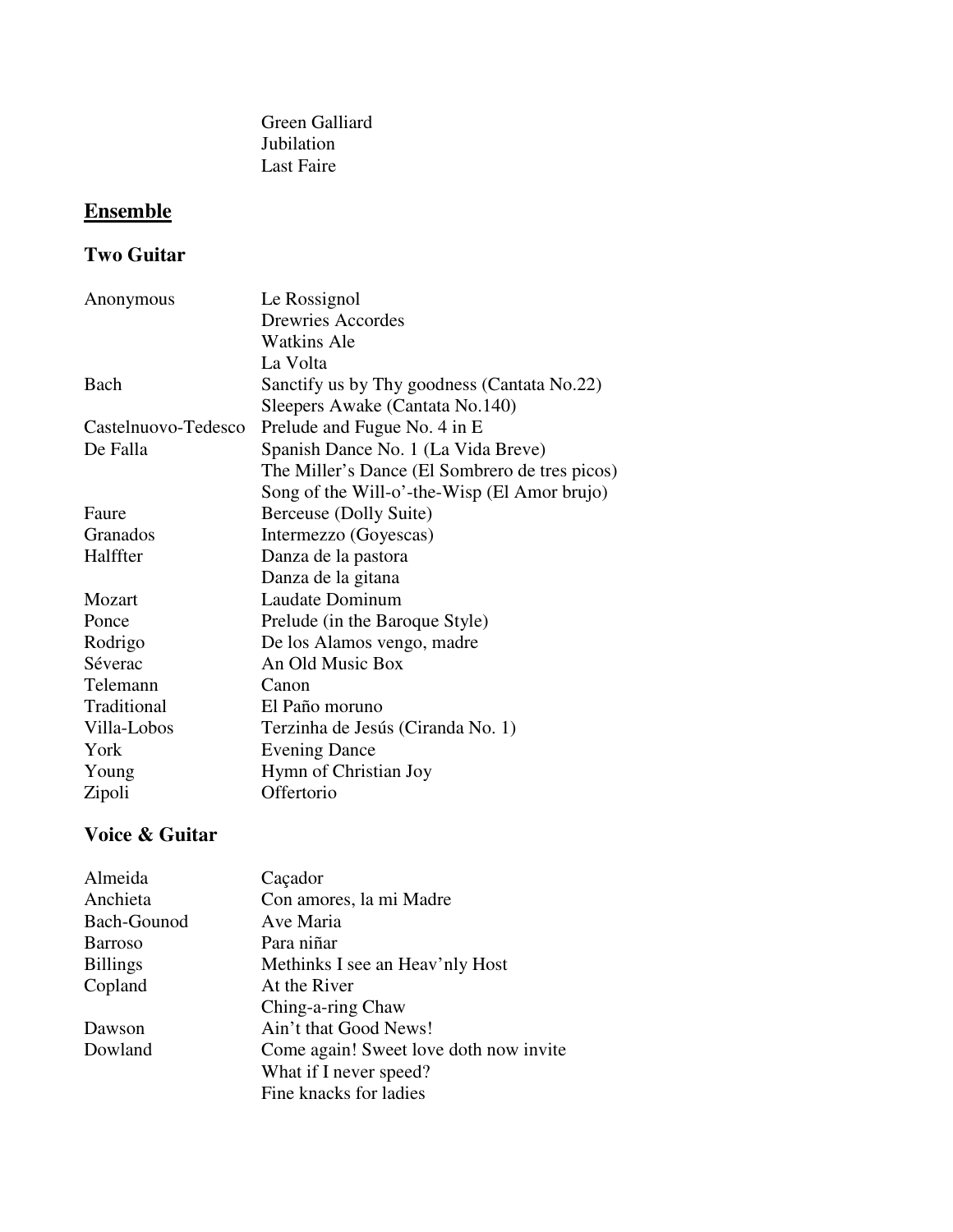| | |
|---|---|
| | Green Galliard |
| | Jubilation |
| | Last Faire |

## Ensemble

### Two Guitar

| | |
|---|---|
| Anonymous | Le Rossignol |
| | Drewries Accordes |
| | Watkins Ale |
| | La Volta |
| Bach | Sanctify us by Thy goodness (Cantata No.22) |
| | Sleepers Awake (Cantata No.140) |
| Castelnuovo-Tedesco | Prelude and Fugue No. 4 in E |
| De Falla | Spanish Dance No. 1 (La Vida Breve) |
| | The Miller's Dance (El Sombrero de tres picos) |
| | Song of the Will-o'-the-Wisp (El Amor brujo) |
| Faure | Berceuse (Dolly Suite) |
| Granados | Intermezzo (Goyescas) |
| Halffter | Danza de la pastora |
| | Danza de la gitana |
| Mozart | Laudate Dominum |
| Ponce | Prelude (in the Baroque Style) |
| Rodrigo | De los Alamos vengo, madre |
| Séverac | An Old Music Box |
| Telemann | Canon |
| Traditional | El Paño moruno |
| Villa-Lobos | Terzinha de Jesús (Ciranda No. 1) |
| York | Evening Dance |
| Young | Hymn of Christian Joy |
| Zipoli | Offertorio |

### Voice & Guitar

| | |
|---|---|
| Almeida | Caçador |
| Anchieta | Con amores, la mi Madre |
| Bach-Gounod | Ave Maria |
| Barroso | Para niñar |
| Billings | Methinks I see an Heav'nly Host |
| Copland | At the River |
| | Ching-a-ring Chaw |
| Dawson | Ain't that Good News! |
| Dowland | Come again! Sweet love doth now invite |
| | What if I never speed? |
| | Fine knacks for ladies |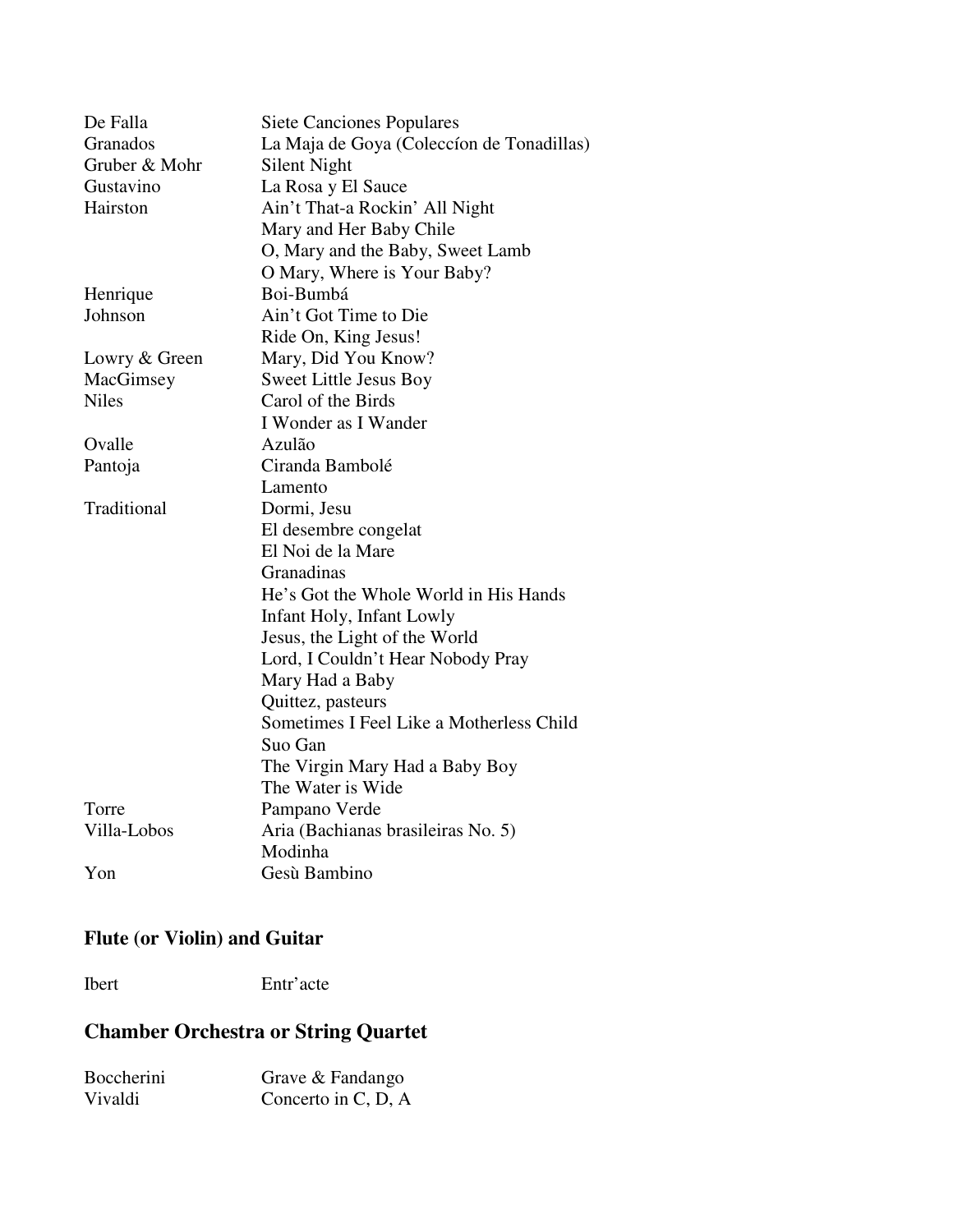| | |
|---|---|
| De Falla | Siete Canciones Populares |
| Granados | La Maja de Goya (Coleccíon de Tonadillas) |
| Gruber & Mohr | Silent Night |
| Gustavino | La Rosa y El Sauce |
| Hairston | Ain't That-a Rockin' All Night |
| | Mary and Her Baby Chile |
| | O, Mary and the Baby, Sweet Lamb |
| | O Mary, Where is Your Baby? |
| Henrique | Boi-Bumbá |
| Johnson | Ain't Got Time to Die |
| | Ride On, King Jesus! |
| Lowry & Green | Mary, Did You Know? |
| MacGimsey | Sweet Little Jesus Boy |
| Niles | Carol of the Birds |
| | I Wonder as I Wander |
| Ovalle | Azulão |
| Pantoja | Ciranda Bambolé |
| | Lamento |
| Traditional | Dormi, Jesu |
| | El desembre congelat |
| | El Noi de la Mare |
| | Granadinas |
| | He's Got the Whole World in His Hands |
| | Infant Holy, Infant Lowly |
| | Jesus, the Light of the World |
| | Lord, I Couldn't Hear Nobody Pray |
| | Mary Had a Baby |
| | Quittez, pasteurs |
| | Sometimes I Feel Like a Motherless Child |
| | Suo Gan |
| | The Virgin Mary Had a Baby Boy |
| | The Water is Wide |
| Torre | Pampano Verde |
| Villa-Lobos | Aria (Bachianas brasileiras No. 5) |
| | Modinha |
| Yon | Gesù Bambino |

## Flute (or Violin) and Guitar

| | |
|---|---|
| Ibert | Entr'acte |

## Chamber Orchestra or String Quartet

| | |
|---|---|
| Boccherini | Grave & Fandango |
| Vivaldi | Concerto in C, D, A |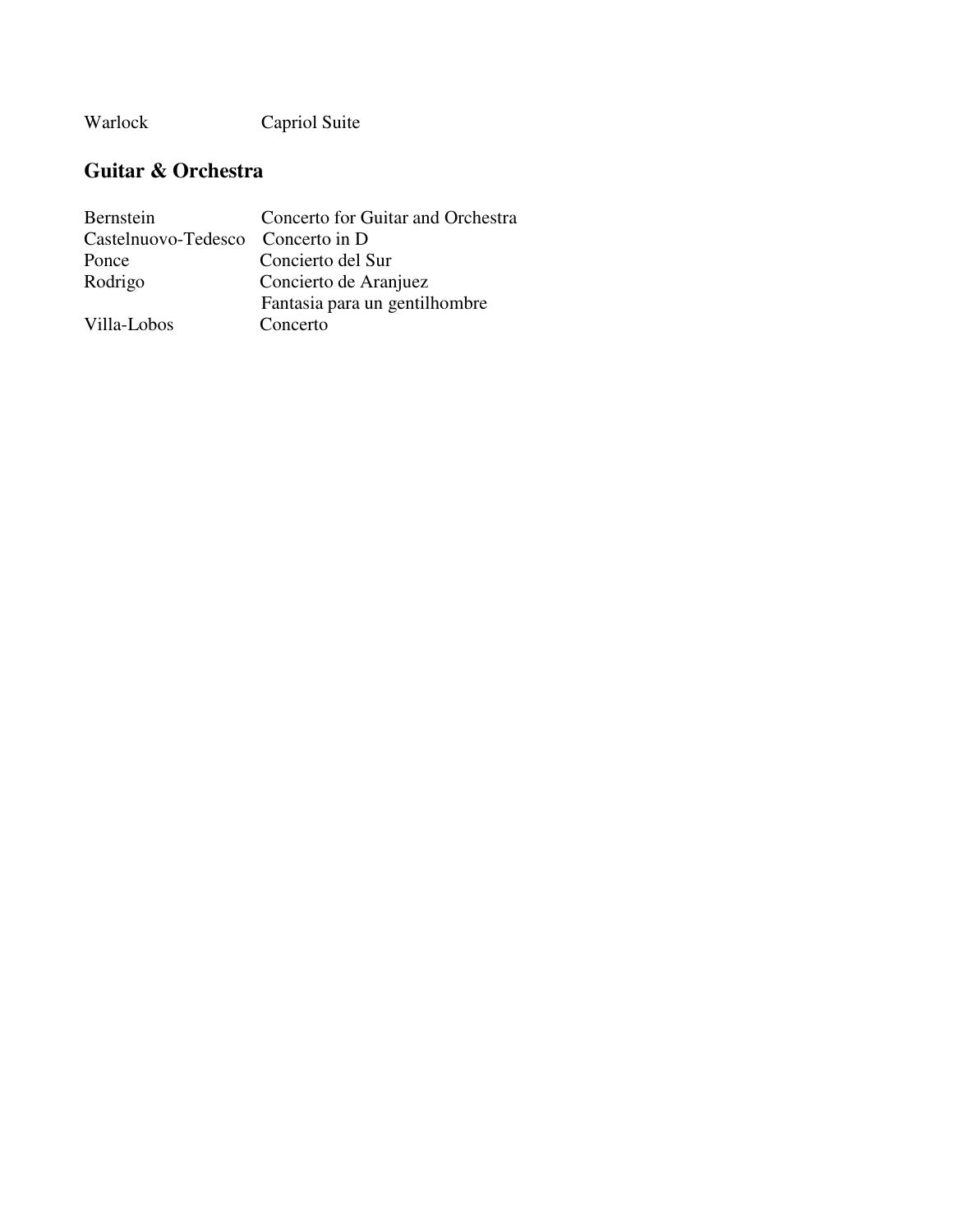| | |
|---|---|
| Warlock | Capriol Suite |

## Guitar & Orchestra

| | |
|---|---|
| Bernstein | Concerto for Guitar and Orchestra |
| Castelnuovo-Tedesco | Concerto in D |
| Ponce | Concierto del Sur |
| Rodrigo | Concierto de Aranjuez |
| | Fantasia para un gentilhombre |
| Villa-Lobos | Concerto |